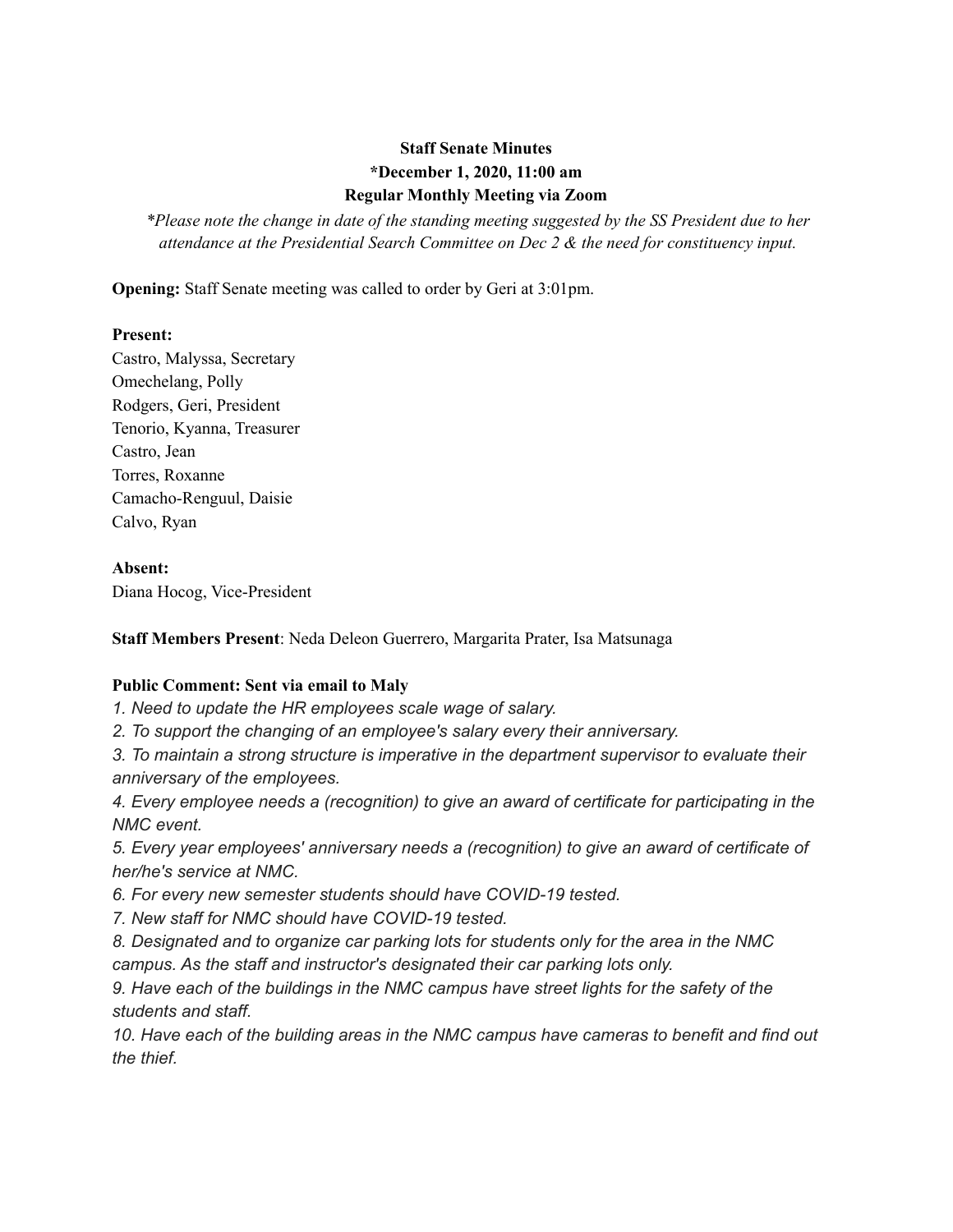**Staff Senate Minutes**
**\*December 1, 2020, 11:00 am**
**Regular Monthly Meeting via Zoom**

*\*Please note the change in date of the standing meeting suggested by the SS President due to her attendance at the Presidential Search Committee on Dec 2 & the need for constituency input.*

**Opening:** Staff Senate meeting was called to order by Geri at 3:01pm.

**Present:**
Castro, Malyssa, Secretary
Omechelang, Polly
Rodgers, Geri, President
Tenorio, Kyanna, Treasurer
Castro, Jean
Torres, Roxanne
Camacho-Renguul, Daisie
Calvo, Ryan

**Absent:**
Diana Hocog, Vice-President

**Staff Members Present**: Neda Deleon Guerrero, Margarita Prater, Isa Matsunaga

**Public Comment: Sent via email to Maly**

*1. Need to update the HR employees scale wage of salary.*
*2. To support the changing of an employee's salary every their anniversary.*
*3. To maintain a strong structure is imperative in the department supervisor to evaluate their anniversary of the employees.*
*4. Every employee needs a (recognition) to give an award of certificate for participating in the NMC event.*
*5. Every year employees' anniversary needs a (recognition) to give an award of certificate of her/he's service at NMC.*
*6. For every new semester students should have COVID-19 tested.*
*7. New staff for NMC should have COVID-19 tested.*
*8. Designated and to organize car parking lots for students only for the area in the NMC campus. As the staff and instructor's designated their car parking lots only.*
*9. Have each of the buildings in the NMC campus have street lights for the safety of the students and staff.*
*10. Have each of the building areas in the NMC campus have cameras to benefit and find out the thief.*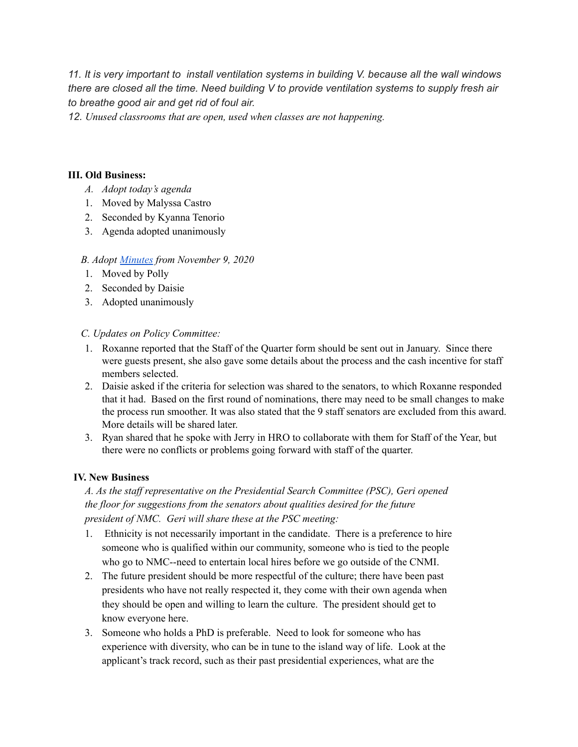*11. It is very important to install ventilation systems in building V. because all the wall windows there are closed all the time. Need building V to provide ventilation systems to supply fresh air to breathe good air and get rid of foul air.*

*12. Unused classrooms that are open, used when classes are not happening.*

**III. Old Business:**

*A. Adopt today's agenda*

1. Moved by Malyssa Castro
2. Seconded by Kyanna Tenorio
3. Agenda adopted unanimously

*B. Adopt [Minutes](#) from November 9, 2020*

1. Moved by Polly
2. Seconded by Daisie
3. Adopted unanimously

*C. Updates on Policy Committee:*

1. Roxanne reported that the Staff of the Quarter form should be sent out in January. Since there were guests present, she also gave some details about the process and the cash incentive for staff members selected.
2. Daisie asked if the criteria for selection was shared to the senators, to which Roxanne responded that it had. Based on the first round of nominations, there may need to be small changes to make the process run smoother. It was also stated that the 9 staff senators are excluded from this award. More details will be shared later.
3. Ryan shared that he spoke with Jerry in HRO to collaborate with them for Staff of the Year, but there were no conflicts or problems going forward with staff of the quarter.

**IV. New Business**

*A. As the staff representative on the Presidential Search Committee (PSC), Geri opened the floor for suggestions from the senators about qualities desired for the future president of NMC. Geri will share these at the PSC meeting:*

1. Ethnicity is not necessarily important in the candidate. There is a preference to hire someone who is qualified within our community, someone who is tied to the people who go to NMC--need to entertain local hires before we go outside of the CNMI.
2. The future president should be more respectful of the culture; there have been past presidents who have not really respected it, they come with their own agenda when they should be open and willing to learn the culture. The president should get to know everyone here.
3. Someone who holds a PhD is preferable. Need to look for someone who has experience with diversity, who can be in tune to the island way of life. Look at the applicant's track record, such as their past presidential experiences, what are the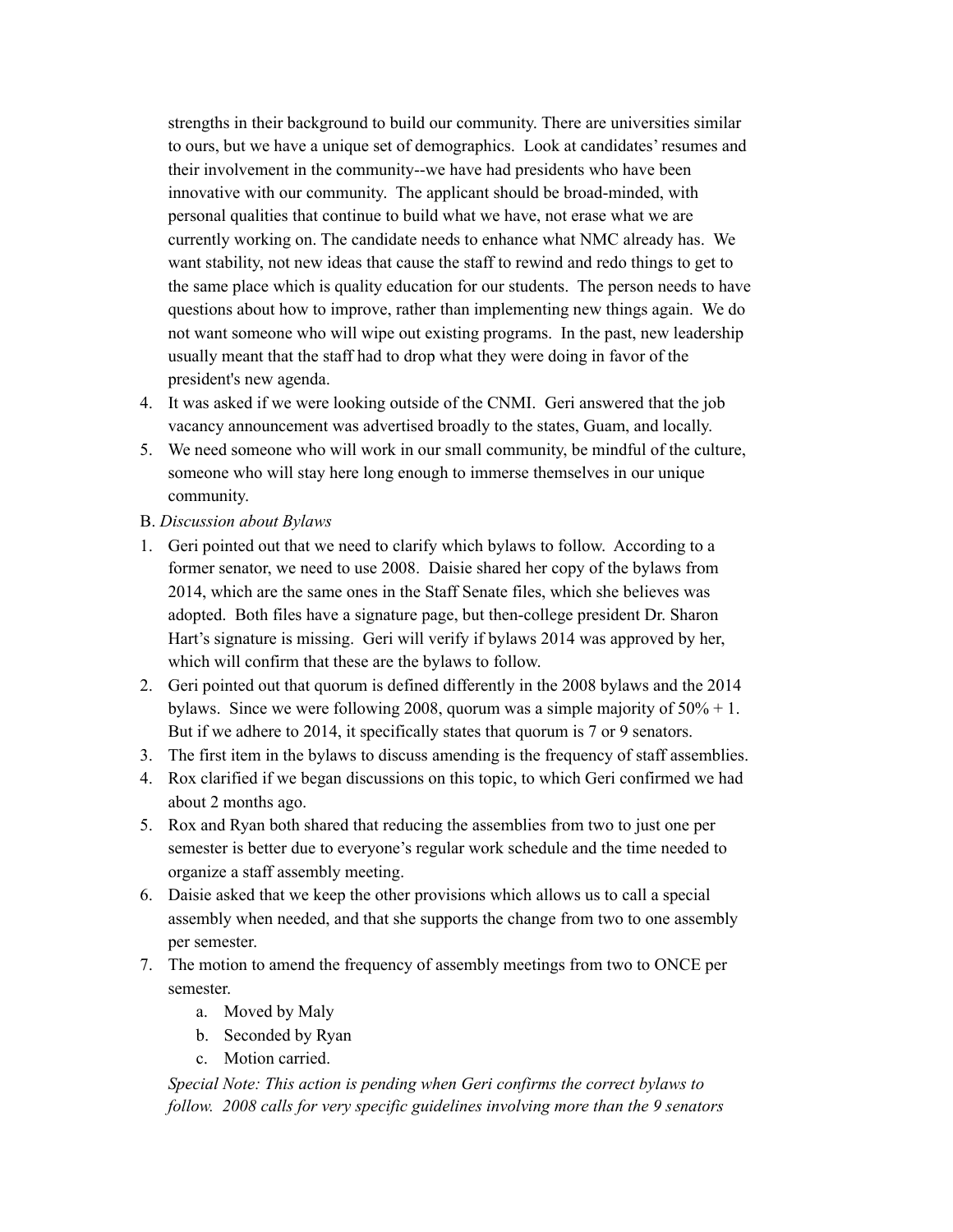strengths in their background to build our community. There are universities similar to ours, but we have a unique set of demographics. Look at candidates' resumes and their involvement in the community--we have had presidents who have been innovative with our community. The applicant should be broad-minded, with personal qualities that continue to build what we have, not erase what we are currently working on. The candidate needs to enhance what NMC already has. We want stability, not new ideas that cause the staff to rewind and redo things to get to the same place which is quality education for our students. The person needs to have questions about how to improve, rather than implementing new things again. We do not want someone who will wipe out existing programs. In the past, new leadership usually meant that the staff had to drop what they were doing in favor of the president's new agenda.

4. It was asked if we were looking outside of the CNMI. Geri answered that the job vacancy announcement was advertised broadly to the states, Guam, and locally.
5. We need someone who will work in our small community, be mindful of the culture, someone who will stay here long enough to immerse themselves in our unique community.

B. *Discussion about Bylaws*

1. Geri pointed out that we need to clarify which bylaws to follow. According to a former senator, we need to use 2008. Daisie shared her copy of the bylaws from 2014, which are the same ones in the Staff Senate files, which she believes was adopted. Both files have a signature page, but then-college president Dr. Sharon Hart's signature is missing. Geri will verify if bylaws 2014 was approved by her, which will confirm that these are the bylaws to follow.
2. Geri pointed out that quorum is defined differently in the 2008 bylaws and the 2014 bylaws. Since we were following 2008, quorum was a simple majority of 50% + 1. But if we adhere to 2014, it specifically states that quorum is 7 or 9 senators.
3. The first item in the bylaws to discuss amending is the frequency of staff assemblies.
4. Rox clarified if we began discussions on this topic, to which Geri confirmed we had about 2 months ago.
5. Rox and Ryan both shared that reducing the assemblies from two to just one per semester is better due to everyone's regular work schedule and the time needed to organize a staff assembly meeting.
6. Daisie asked that we keep the other provisions which allows us to call a special assembly when needed, and that she supports the change from two to one assembly per semester.
7. The motion to amend the frequency of assembly meetings from two to ONCE per semester.
   a. Moved by Maly
   b. Seconded by Ryan
   c. Motion carried.

*Special Note: This action is pending when Geri confirms the correct bylaws to follow. 2008 calls for very specific guidelines involving more than the 9 senators*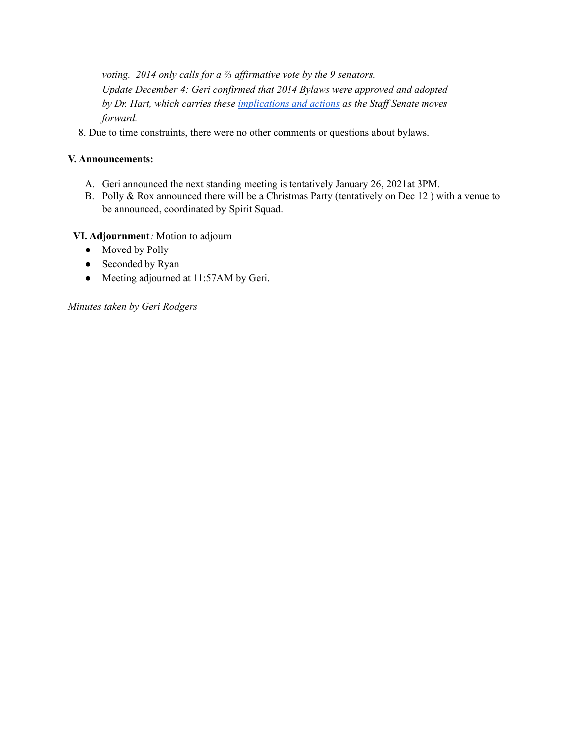*voting. 2014 only calls for a ⅔ affirmative vote by the 9 senators.*
*Update December 4: Geri confirmed that 2014 Bylaws were approved and adopted by Dr. Hart, which carries these [implications and actions]() as the Staff Senate moves forward.*

8. Due to time constraints, there were no other comments or questions about bylaws.

**V. Announcements:**

A. Geri announced the next standing meeting is tentatively January 26, 2021at 3PM.
B. Polly & Rox announced there will be a Christmas Party (tentatively on Dec 12 ) with a venue to be announced, coordinated by Spirit Squad.

**VI. Adjournment***:* Motion to adjourn

- Moved by Polly
- Seconded by Ryan
- Meeting adjourned at 11:57AM by Geri.

*Minutes taken by Geri Rodgers*